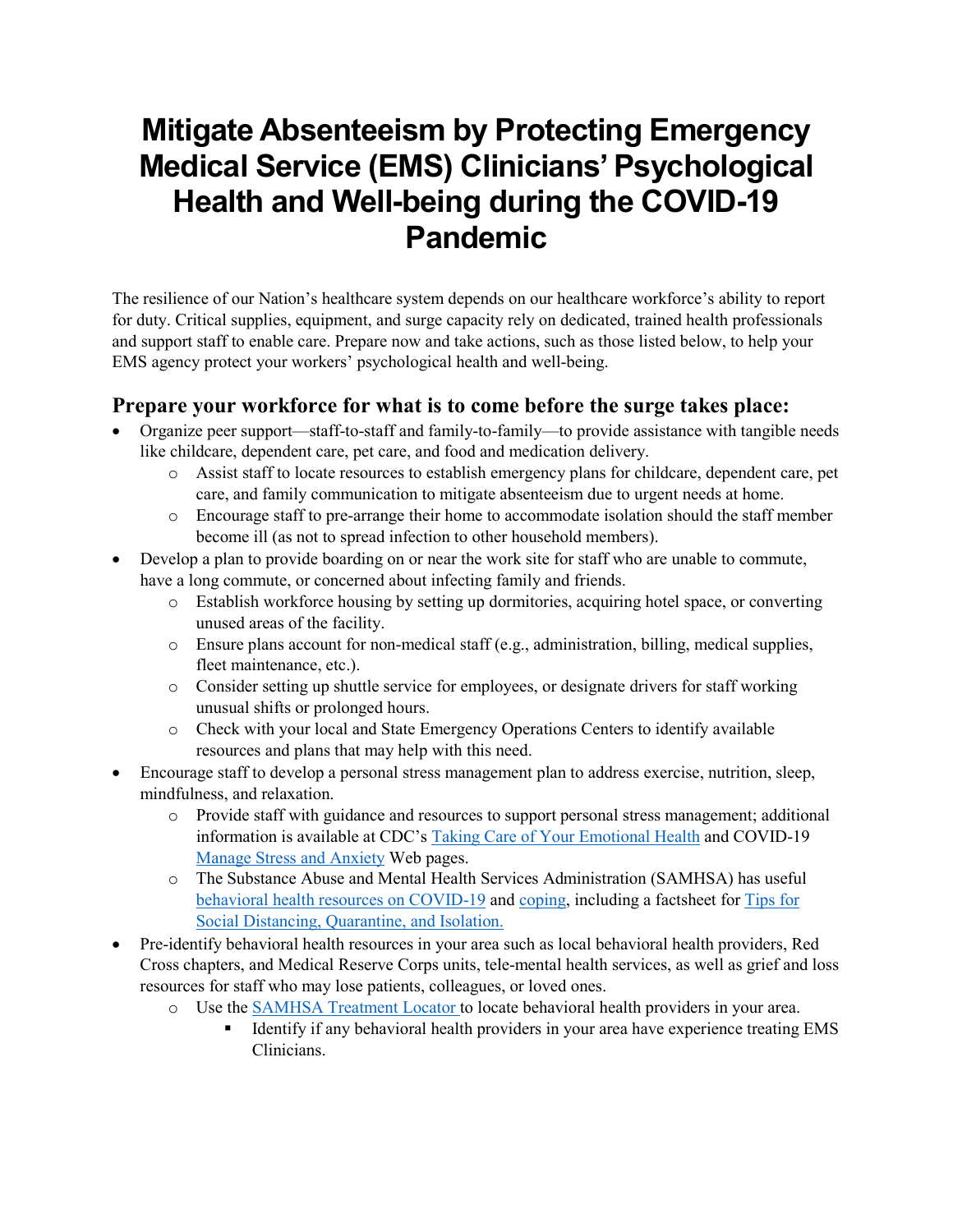# Mitigate Absenteeism by Protecting Emergency Medical Service (EMS) Clinicians' Psychological Health and Well-being during the COVID-19 Pandemic

The resilience of our Nation's healthcare system depends on our healthcare workforce's ability to report for duty. Critical supplies, equipment, and surge capacity rely on dedicated, trained health professionals and support staff to enable care. Prepare now and take actions, such as those listed below, to help your EMS agency protect your workers' psychological health and well-being.

## Prepare your workforce for what is to come before the surge takes place:

- Organize peer support—staff-to-staff and family-to-family—to provide assistance with tangible needs like childcare, dependent care, pet care, and food and medication delivery.
  - Assist staff to locate resources to establish emergency plans for childcare, dependent care, pet care, and family communication to mitigate absenteeism due to urgent needs at home.
  - Encourage staff to pre-arrange their home to accommodate isolation should the staff member become ill (as not to spread infection to other household members).
- Develop a plan to provide boarding on or near the work site for staff who are unable to commute, have a long commute, or concerned about infecting family and friends.
  - Establish workforce housing by setting up dormitories, acquiring hotel space, or converting unused areas of the facility.
  - Ensure plans account for non-medical staff (e.g., administration, billing, medical supplies, fleet maintenance, etc.).
  - Consider setting up shuttle service for employees, or designate drivers for staff working unusual shifts or prolonged hours.
  - Check with your local and State Emergency Operations Centers to identify available resources and plans that may help with this need.
- Encourage staff to develop a personal stress management plan to address exercise, nutrition, sleep, mindfulness, and relaxation.
  - Provide staff with guidance and resources to support personal stress management; additional information is available at CDC's Taking Care of Your Emotional Health and COVID-19 Manage Stress and Anxiety Web pages.
  - The Substance Abuse and Mental Health Services Administration (SAMHSA) has useful behavioral health resources on COVID-19 and coping, including a factsheet for Tips for Social Distancing, Quarantine, and Isolation.
- Pre-identify behavioral health resources in your area such as local behavioral health providers, Red Cross chapters, and Medical Reserve Corps units, tele-mental health services, as well as grief and loss resources for staff who may lose patients, colleagues, or loved ones.
  - Use the SAMHSA Treatment Locator to locate behavioral health providers in your area.
    - Identify if any behavioral health providers in your area have experience treating EMS Clinicians.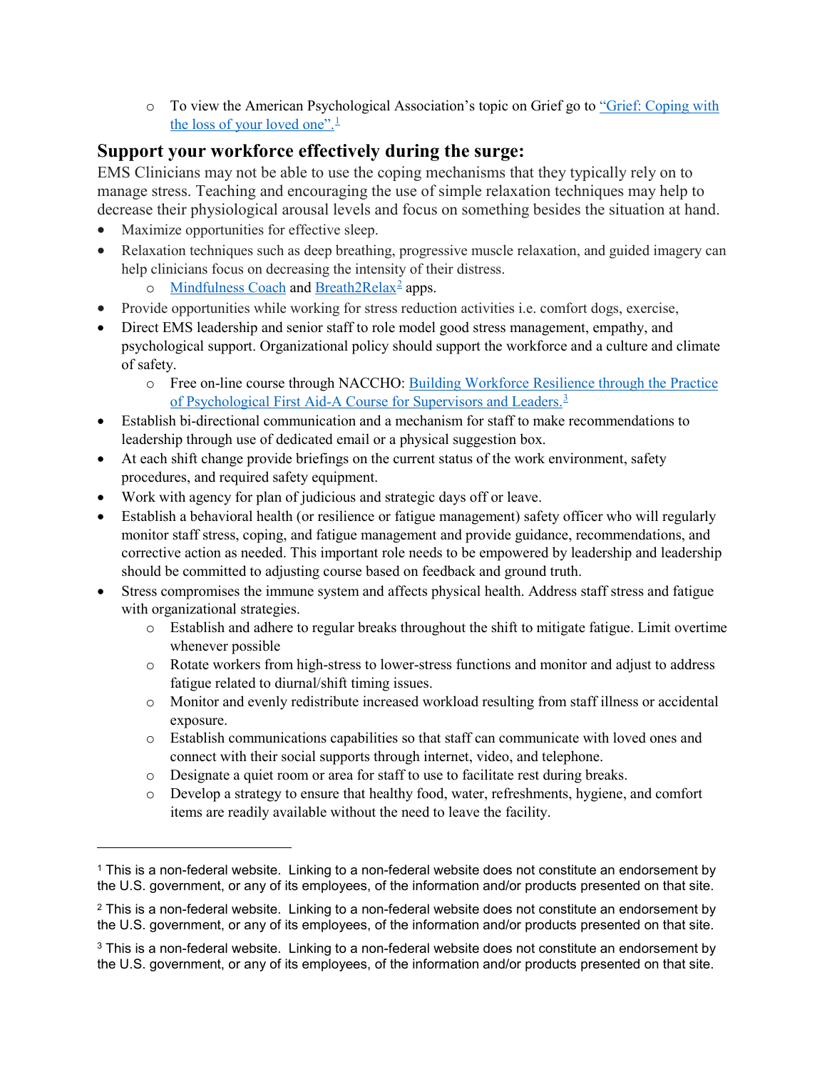- To view the American Psychological Association's topic on Grief go to "Grief: Coping with the loss of your loved one".[1]

## Support your workforce effectively during the surge:

EMS Clinicians may not be able to use the coping mechanisms that they typically rely on to manage stress. Teaching and encouraging the use of simple relaxation techniques may help to decrease their physiological arousal levels and focus on something besides the situation at hand.

- Maximize opportunities for effective sleep.
- Relaxation techniques such as deep breathing, progressive muscle relaxation, and guided imagery can help clinicians focus on decreasing the intensity of their distress.
  - Mindfulness Coach and Breath2Relax[2] apps.
- Provide opportunities while working for stress reduction activities i.e. comfort dogs, exercise,
- Direct EMS leadership and senior staff to role model good stress management, empathy, and psychological support. Organizational policy should support the workforce and a culture and climate of safety.
  - Free on-line course through NACCHO: Building Workforce Resilience through the Practice of Psychological First Aid-A Course for Supervisors and Leaders.[3]
- Establish bi-directional communication and a mechanism for staff to make recommendations to leadership through use of dedicated email or a physical suggestion box.
- At each shift change provide briefings on the current status of the work environment, safety procedures, and required safety equipment.
- Work with agency for plan of judicious and strategic days off or leave.
- Establish a behavioral health (or resilience or fatigue management) safety officer who will regularly monitor staff stress, coping, and fatigue management and provide guidance, recommendations, and corrective action as needed. This important role needs to be empowered by leadership and leadership should be committed to adjusting course based on feedback and ground truth.
- Stress compromises the immune system and affects physical health. Address staff stress and fatigue with organizational strategies.
  - Establish and adhere to regular breaks throughout the shift to mitigate fatigue. Limit overtime whenever possible
  - Rotate workers from high-stress to lower-stress functions and monitor and adjust to address fatigue related to diurnal/shift timing issues.
  - Monitor and evenly redistribute increased workload resulting from staff illness or accidental exposure.
  - Establish communications capabilities so that staff can communicate with loved ones and connect with their social supports through internet, video, and telephone.
  - Designate a quiet room or area for staff to use to facilitate rest during breaks.
  - Develop a strategy to ensure that healthy food, water, refreshments, hygiene, and comfort items are readily available without the need to leave the facility.

---

[1] This is a non-federal website. Linking to a non-federal website does not constitute an endorsement by the U.S. government, or any of its employees, of the information and/or products presented on that site.

[2] This is a non-federal website. Linking to a non-federal website does not constitute an endorsement by the U.S. government, or any of its employees, of the information and/or products presented on that site.

[3] This is a non-federal website. Linking to a non-federal website does not constitute an endorsement by the U.S. government, or any of its employees, of the information and/or products presented on that site.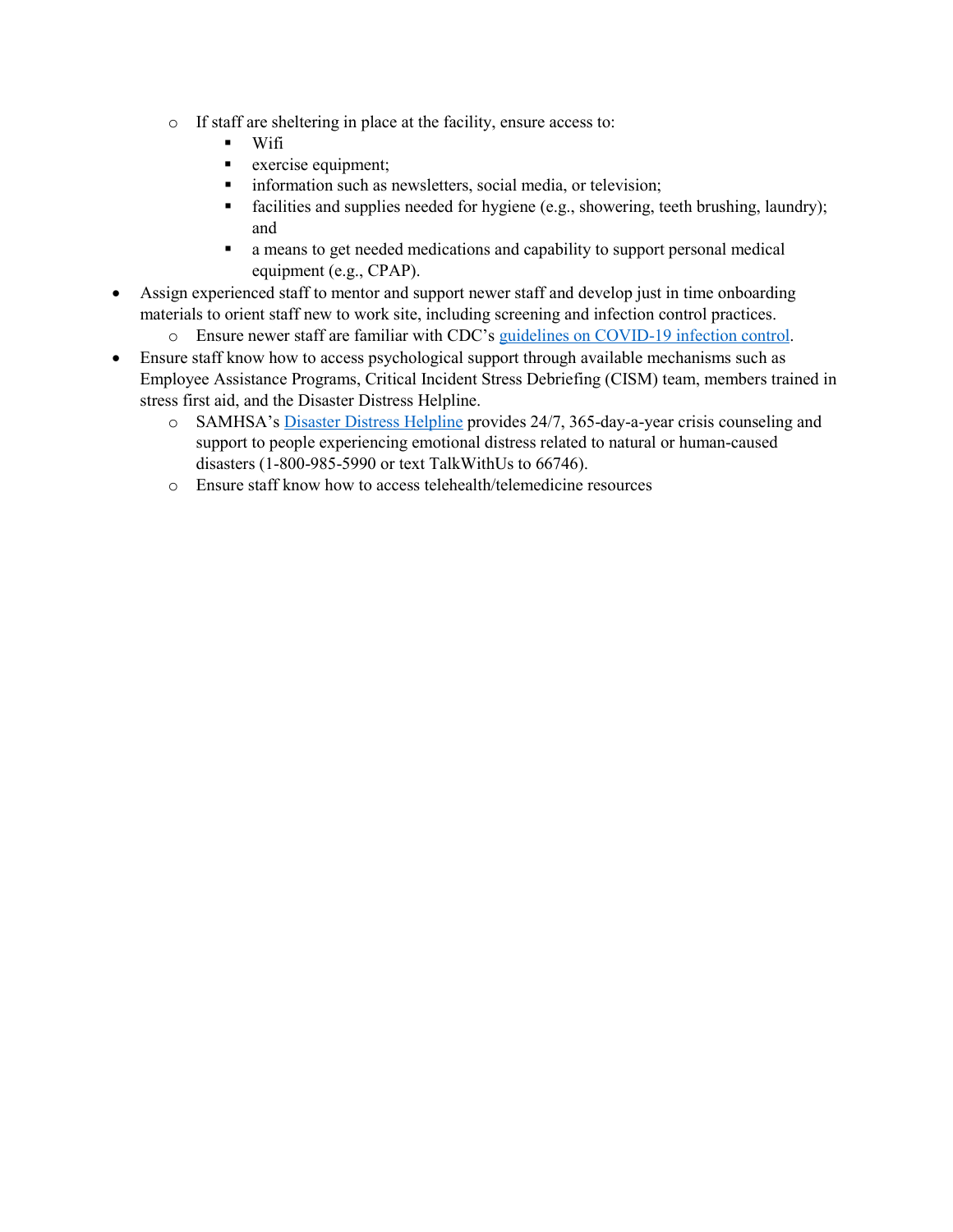- If staff are sheltering in place at the facility, ensure access to:
    - Wifi
    - exercise equipment;
    - information such as newsletters, social media, or television;
    - facilities and supplies needed for hygiene (e.g., showering, teeth brushing, laundry); and
    - a means to get needed medications and capability to support personal medical equipment (e.g., CPAP).
- Assign experienced staff to mentor and support newer staff and develop just in time onboarding materials to orient staff new to work site, including screening and infection control practices.
  - Ensure newer staff are familiar with CDC's guidelines on COVID-19 infection control.
- Ensure staff know how to access psychological support through available mechanisms such as Employee Assistance Programs, Critical Incident Stress Debriefing (CISM) team, members trained in stress first aid, and the Disaster Distress Helpline.
  - SAMHSA's Disaster Distress Helpline provides 24/7, 365-day-a-year crisis counseling and support to people experiencing emotional distress related to natural or human-caused disasters (1-800-985-5990 or text TalkWithUs to 66746).
  - Ensure staff know how to access telehealth/telemedicine resources